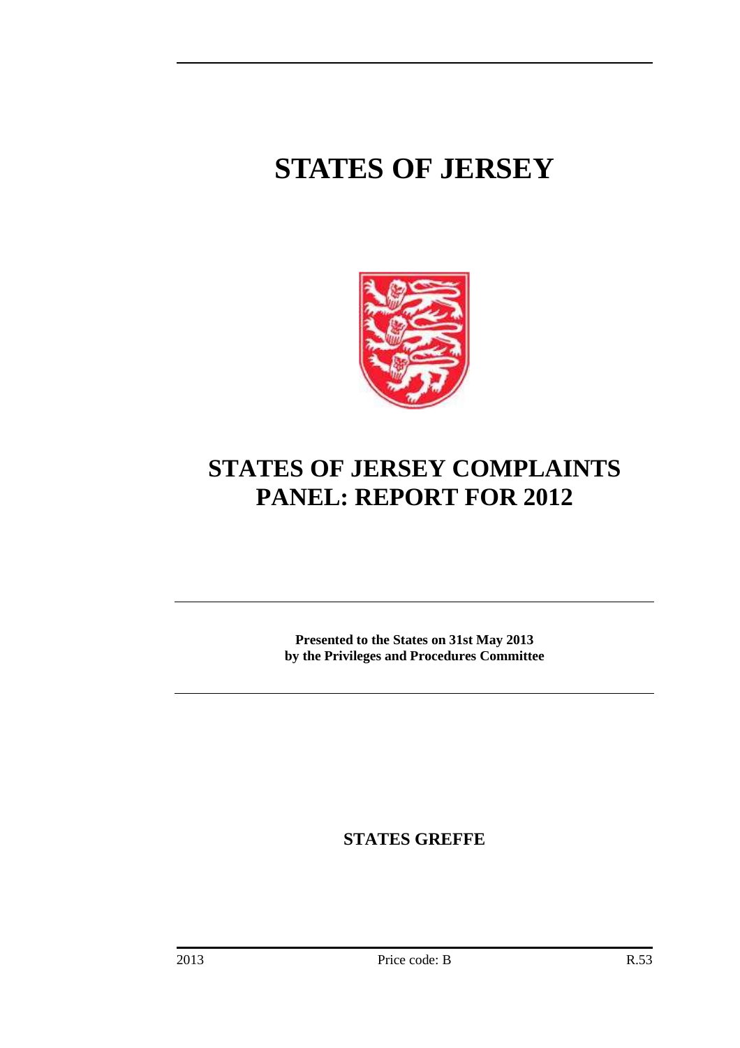# STATES OF JERSEY

# STATES OF JERSEY COMPLAINTS PANEL: REPORT FOR 2012

**Presented to the States on 31st May 2013**
**by the Privileges and Procedures Committee**

**STATES GREFFE**

2013 Price code: B R.53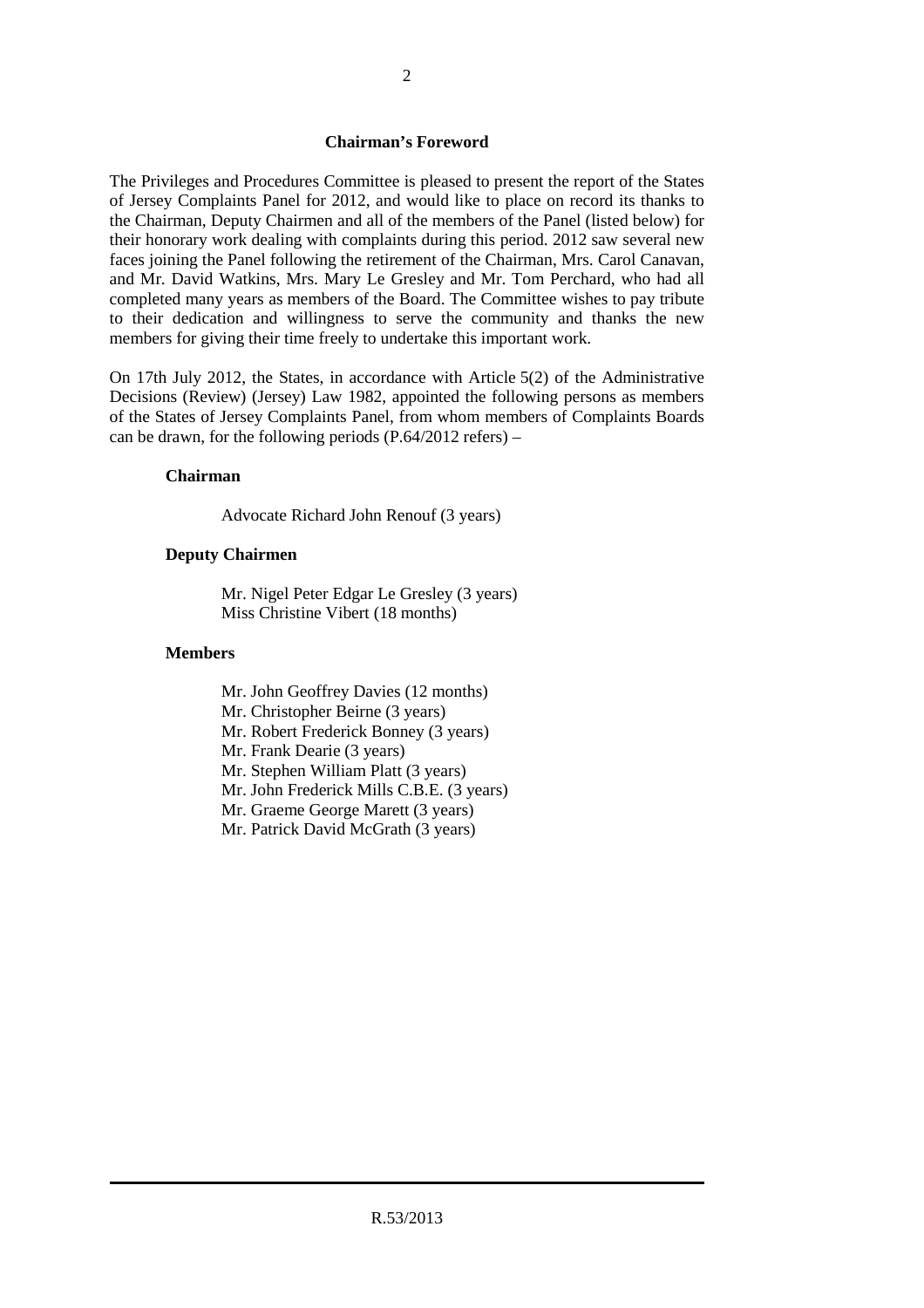## Chairman's Foreword

The Privileges and Procedures Committee is pleased to present the report of the States of Jersey Complaints Panel for 2012, and would like to place on record its thanks to the Chairman, Deputy Chairmen and all of the members of the Panel (listed below) for their honorary work dealing with complaints during this period. 2012 saw several new faces joining the Panel following the retirement of the Chairman, Mrs. Carol Canavan, and Mr. David Watkins, Mrs. Mary Le Gresley and Mr. Tom Perchard, who had all completed many years as members of the Board. The Committee wishes to pay tribute to their dedication and willingness to serve the community and thanks the new members for giving their time freely to undertake this important work.

On 17th July 2012, the States, in accordance with Article 5(2) of the Administrative Decisions (Review) (Jersey) Law 1982, appointed the following persons as members of the States of Jersey Complaints Panel, from whom members of Complaints Boards can be drawn, for the following periods (P.64/2012 refers) –

**Chairman**

Advocate Richard John Renouf (3 years)

**Deputy Chairmen**

Mr. Nigel Peter Edgar Le Gresley (3 years)
Miss Christine Vibert (18 months)

**Members**

Mr. John Geoffrey Davies (12 months)
Mr. Christopher Beirne (3 years)
Mr. Robert Frederick Bonney (3 years)
Mr. Frank Dearie (3 years)
Mr. Stephen William Platt (3 years)
Mr. John Frederick Mills C.B.E. (3 years)
Mr. Graeme George Marett (3 years)
Mr. Patrick David McGrath (3 years)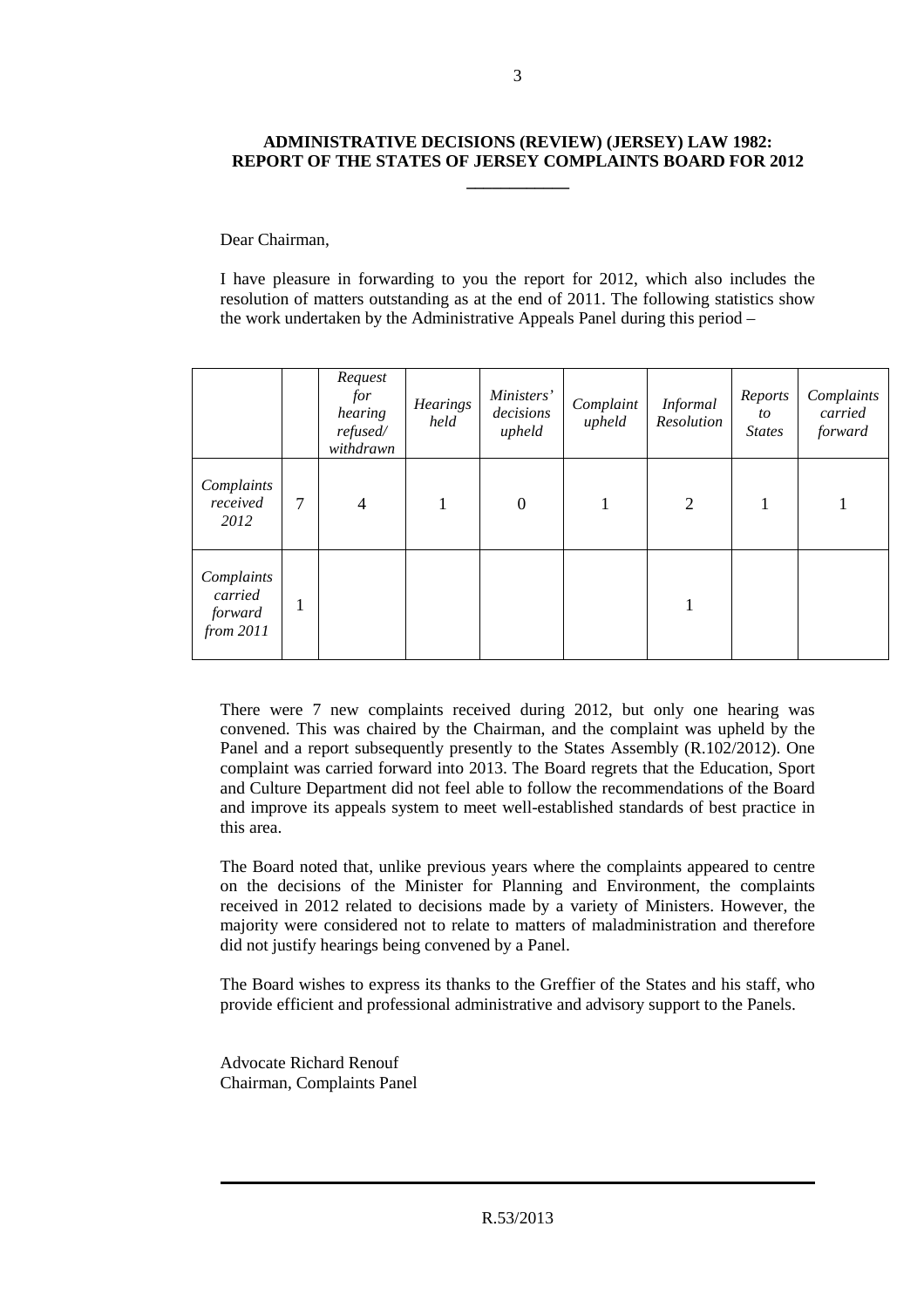**ADMINISTRATIVE DECISIONS (REVIEW) (JERSEY) LAW 1982: REPORT OF THE STATES OF JERSEY COMPLAINTS BOARD FOR 2012**

\_\_\_\_\_\_\_\_\_\_\_\_

Dear Chairman,

I have pleasure in forwarding to you the report for 2012, which also includes the resolution of matters outstanding as at the end of 2011. The following statistics show the work undertaken by the Administrative Appeals Panel during this period –

| | | *Request for hearing refused/ withdrawn* | *Hearings held* | *Ministers' decisions upheld* | *Complaint upheld* | *Informal Resolution* | *Reports to States* | *Complaints carried forward* |
|---|---|---|---|---|---|---|---|---|
| *Complaints received 2012* | 7 | 4 | 1 | 0 | 1 | 2 | 1 | 1 |
| *Complaints carried forward from 2011* | 1 | | | | | 1 | | |

There were 7 new complaints received during 2012, but only one hearing was convened. This was chaired by the Chairman, and the complaint was upheld by the Panel and a report subsequently presently to the States Assembly (R.102/2012). One complaint was carried forward into 2013. The Board regrets that the Education, Sport and Culture Department did not feel able to follow the recommendations of the Board and improve its appeals system to meet well-established standards of best practice in this area.

The Board noted that, unlike previous years where the complaints appeared to centre on the decisions of the Minister for Planning and Environment, the complaints received in 2012 related to decisions made by a variety of Ministers. However, the majority were considered not to relate to matters of maladministration and therefore did not justify hearings being convened by a Panel.

The Board wishes to express its thanks to the Greffier of the States and his staff, who provide efficient and professional administrative and advisory support to the Panels.

Advocate Richard Renouf
Chairman, Complaints Panel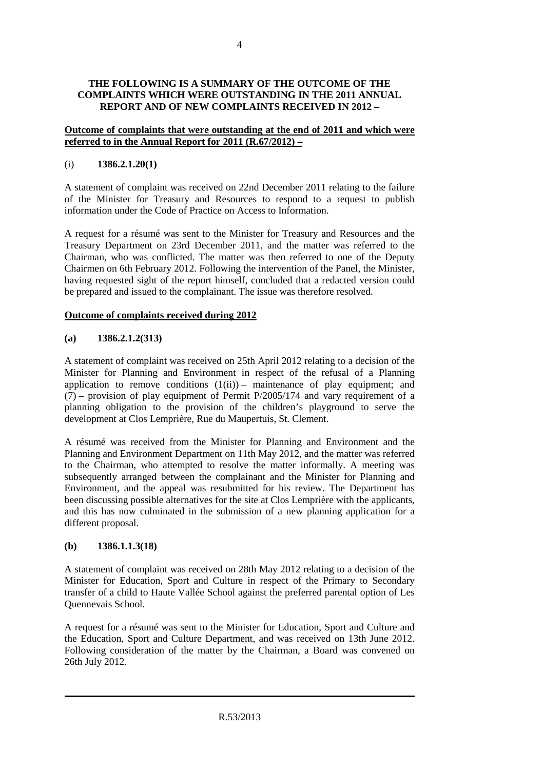**THE FOLLOWING IS A SUMMARY OF THE OUTCOME OF THE COMPLAINTS WHICH WERE OUTSTANDING IN THE 2011 ANNUAL REPORT AND OF NEW COMPLAINTS RECEIVED IN 2012 –**

**<u>Outcome of complaints that were outstanding at the end of 2011 and which were referred to in the Annual Report for 2011 (R.67/2012) –</u>**

(i) **1386.2.1.20(1)**

A statement of complaint was received on 22nd December 2011 relating to the failure of the Minister for Treasury and Resources to respond to a request to publish information under the Code of Practice on Access to Information.

A request for a résumé was sent to the Minister for Treasury and Resources and the Treasury Department on 23rd December 2011, and the matter was referred to the Chairman, who was conflicted. The matter was then referred to one of the Deputy Chairmen on 6th February 2012. Following the intervention of the Panel, the Minister, having requested sight of the report himself, concluded that a redacted version could be prepared and issued to the complainant. The issue was therefore resolved.

**<u>Outcome of complaints received during 2012</u>**

**(a) 1386.2.1.2(313)**

A statement of complaint was received on 25th April 2012 relating to a decision of the Minister for Planning and Environment in respect of the refusal of a Planning application to remove conditions (1(ii)) – maintenance of play equipment; and (7) – provision of play equipment of Permit P/2005/174 and vary requirement of a planning obligation to the provision of the children's playground to serve the development at Clos Lemprière, Rue du Maupertuis, St. Clement.

A résumé was received from the Minister for Planning and Environment and the Planning and Environment Department on 11th May 2012, and the matter was referred to the Chairman, who attempted to resolve the matter informally. A meeting was subsequently arranged between the complainant and the Minister for Planning and Environment, and the appeal was resubmitted for his review. The Department has been discussing possible alternatives for the site at Clos Lemprière with the applicants, and this has now culminated in the submission of a new planning application for a different proposal.

**(b) 1386.1.1.3(18)**

A statement of complaint was received on 28th May 2012 relating to a decision of the Minister for Education, Sport and Culture in respect of the Primary to Secondary transfer of a child to Haute Vallée School against the preferred parental option of Les Quennevais School.

A request for a résumé was sent to the Minister for Education, Sport and Culture and the Education, Sport and Culture Department, and was received on 13th June 2012. Following consideration of the matter by the Chairman, a Board was convened on 26th July 2012.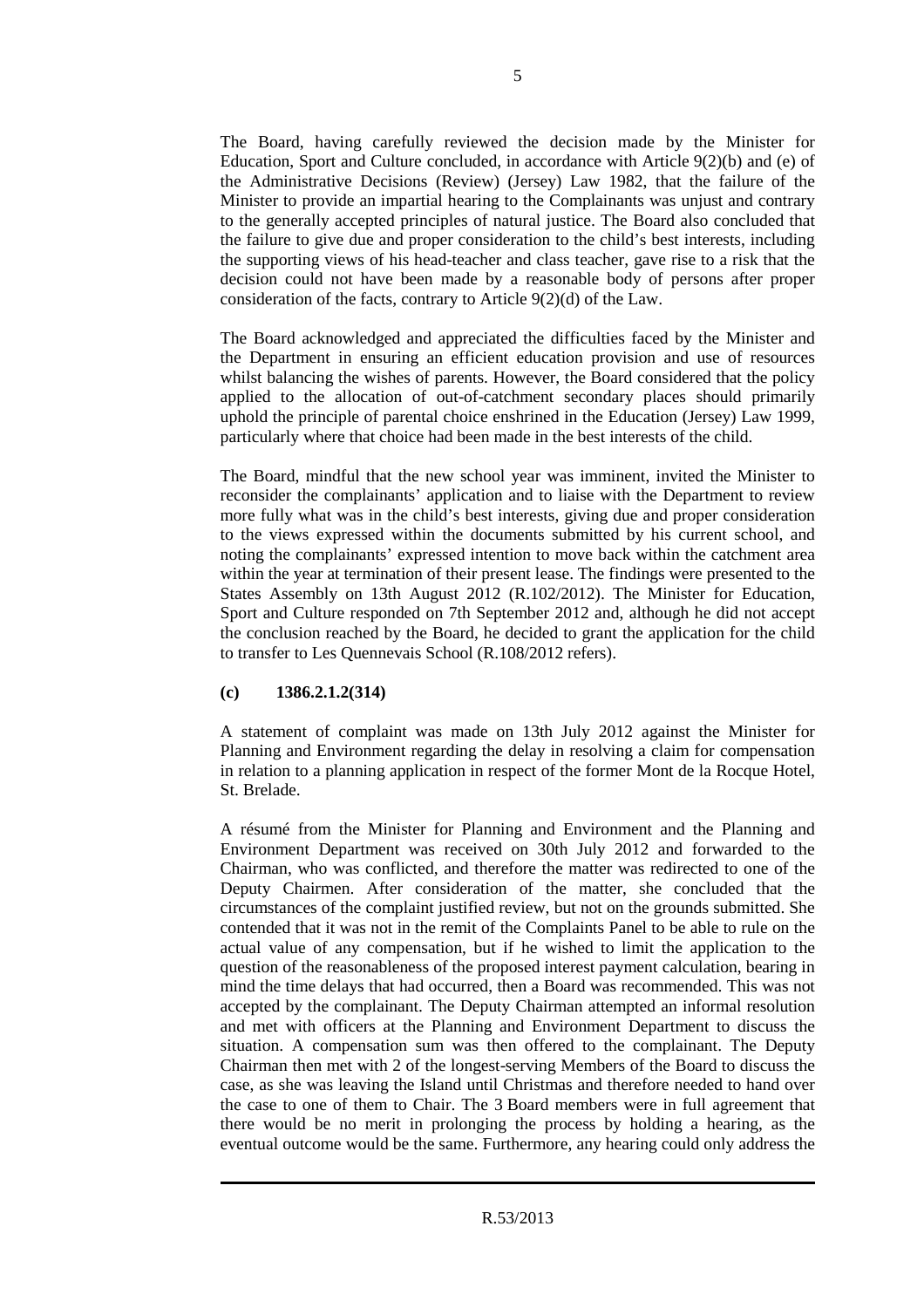The Board, having carefully reviewed the decision made by the Minister for Education, Sport and Culture concluded, in accordance with Article 9(2)(b) and (e) of the Administrative Decisions (Review) (Jersey) Law 1982, that the failure of the Minister to provide an impartial hearing to the Complainants was unjust and contrary to the generally accepted principles of natural justice. The Board also concluded that the failure to give due and proper consideration to the child's best interests, including the supporting views of his head-teacher and class teacher, gave rise to a risk that the decision could not have been made by a reasonable body of persons after proper consideration of the facts, contrary to Article 9(2)(d) of the Law.

The Board acknowledged and appreciated the difficulties faced by the Minister and the Department in ensuring an efficient education provision and use of resources whilst balancing the wishes of parents. However, the Board considered that the policy applied to the allocation of out-of-catchment secondary places should primarily uphold the principle of parental choice enshrined in the Education (Jersey) Law 1999, particularly where that choice had been made in the best interests of the child.

The Board, mindful that the new school year was imminent, invited the Minister to reconsider the complainants' application and to liaise with the Department to review more fully what was in the child's best interests, giving due and proper consideration to the views expressed within the documents submitted by his current school, and noting the complainants' expressed intention to move back within the catchment area within the year at termination of their present lease. The findings were presented to the States Assembly on 13th August 2012 (R.102/2012). The Minister for Education, Sport and Culture responded on 7th September 2012 and, although he did not accept the conclusion reached by the Board, he decided to grant the application for the child to transfer to Les Quennevais School (R.108/2012 refers).

### (c) 1386.2.1.2(314)

A statement of complaint was made on 13th July 2012 against the Minister for Planning and Environment regarding the delay in resolving a claim for compensation in relation to a planning application in respect of the former Mont de la Rocque Hotel, St. Brelade.

A résumé from the Minister for Planning and Environment and the Planning and Environment Department was received on 30th July 2012 and forwarded to the Chairman, who was conflicted, and therefore the matter was redirected to one of the Deputy Chairmen. After consideration of the matter, she concluded that the circumstances of the complaint justified review, but not on the grounds submitted. She contended that it was not in the remit of the Complaints Panel to be able to rule on the actual value of any compensation, but if he wished to limit the application to the question of the reasonableness of the proposed interest payment calculation, bearing in mind the time delays that had occurred, then a Board was recommended. This was not accepted by the complainant. The Deputy Chairman attempted an informal resolution and met with officers at the Planning and Environment Department to discuss the situation. A compensation sum was then offered to the complainant. The Deputy Chairman then met with 2 of the longest-serving Members of the Board to discuss the case, as she was leaving the Island until Christmas and therefore needed to hand over the case to one of them to Chair. The 3 Board members were in full agreement that there would be no merit in prolonging the process by holding a hearing, as the eventual outcome would be the same. Furthermore, any hearing could only address the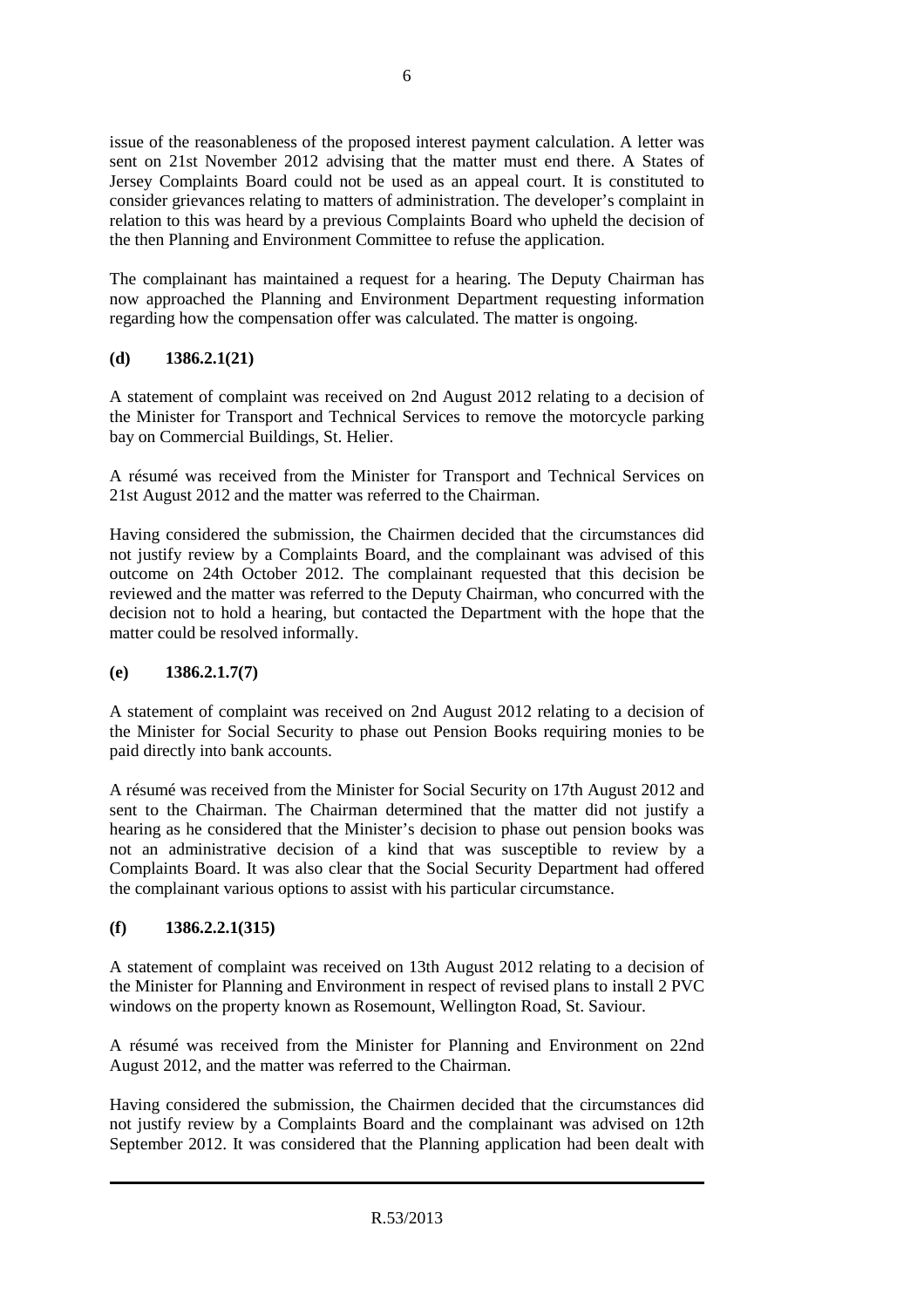issue of the reasonableness of the proposed interest payment calculation. A letter was sent on 21st November 2012 advising that the matter must end there. A States of Jersey Complaints Board could not be used as an appeal court. It is constituted to consider grievances relating to matters of administration. The developer's complaint in relation to this was heard by a previous Complaints Board who upheld the decision of the then Planning and Environment Committee to refuse the application.

The complainant has maintained a request for a hearing. The Deputy Chairman has now approached the Planning and Environment Department requesting information regarding how the compensation offer was calculated. The matter is ongoing.

**(d) 1386.2.1(21)**

A statement of complaint was received on 2nd August 2012 relating to a decision of the Minister for Transport and Technical Services to remove the motorcycle parking bay on Commercial Buildings, St. Helier.

A résumé was received from the Minister for Transport and Technical Services on 21st August 2012 and the matter was referred to the Chairman.

Having considered the submission, the Chairmen decided that the circumstances did not justify review by a Complaints Board, and the complainant was advised of this outcome on 24th October 2012. The complainant requested that this decision be reviewed and the matter was referred to the Deputy Chairman, who concurred with the decision not to hold a hearing, but contacted the Department with the hope that the matter could be resolved informally.

**(e) 1386.2.1.7(7)**

A statement of complaint was received on 2nd August 2012 relating to a decision of the Minister for Social Security to phase out Pension Books requiring monies to be paid directly into bank accounts.

A résumé was received from the Minister for Social Security on 17th August 2012 and sent to the Chairman. The Chairman determined that the matter did not justify a hearing as he considered that the Minister's decision to phase out pension books was not an administrative decision of a kind that was susceptible to review by a Complaints Board. It was also clear that the Social Security Department had offered the complainant various options to assist with his particular circumstance.

**(f) 1386.2.2.1(315)**

A statement of complaint was received on 13th August 2012 relating to a decision of the Minister for Planning and Environment in respect of revised plans to install 2 PVC windows on the property known as Rosemount, Wellington Road, St. Saviour.

A résumé was received from the Minister for Planning and Environment on 22nd August 2012, and the matter was referred to the Chairman.

Having considered the submission, the Chairmen decided that the circumstances did not justify review by a Complaints Board and the complainant was advised on 12th September 2012. It was considered that the Planning application had been dealt with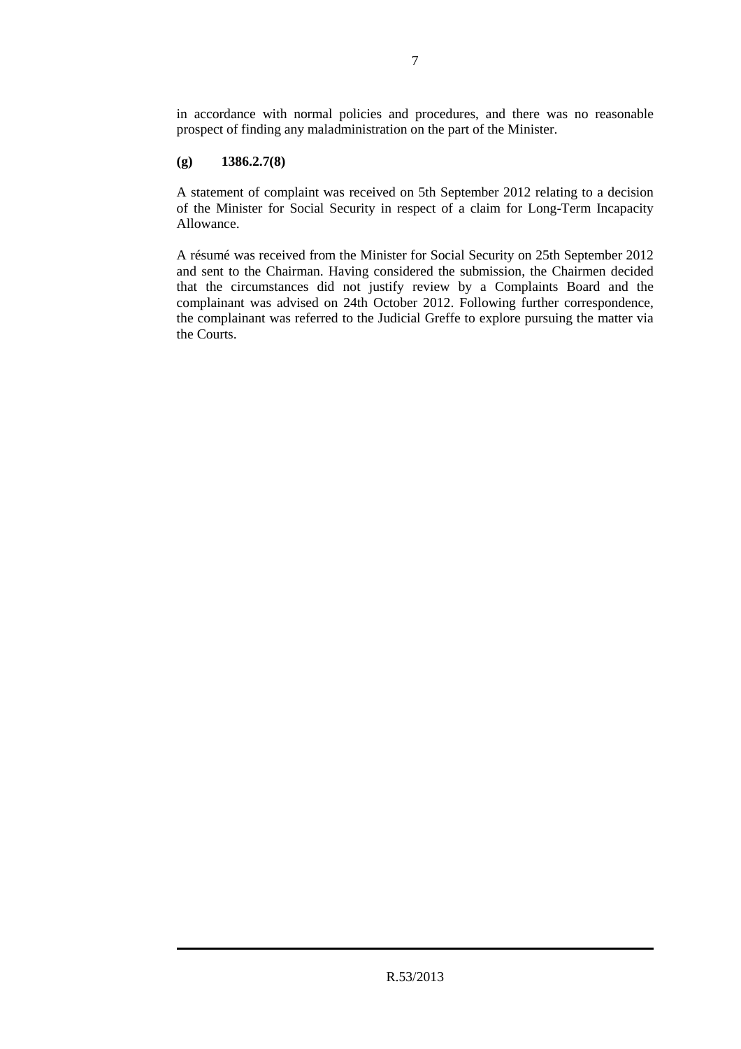in accordance with normal policies and procedures, and there was no reasonable prospect of finding any maladministration on the part of the Minister.

**(g) 1386.2.7(8)**

A statement of complaint was received on 5th September 2012 relating to a decision of the Minister for Social Security in respect of a claim for Long-Term Incapacity Allowance.

A résumé was received from the Minister for Social Security on 25th September 2012 and sent to the Chairman. Having considered the submission, the Chairmen decided that the circumstances did not justify review by a Complaints Board and the complainant was advised on 24th October 2012. Following further correspondence, the complainant was referred to the Judicial Greffe to explore pursuing the matter via the Courts.